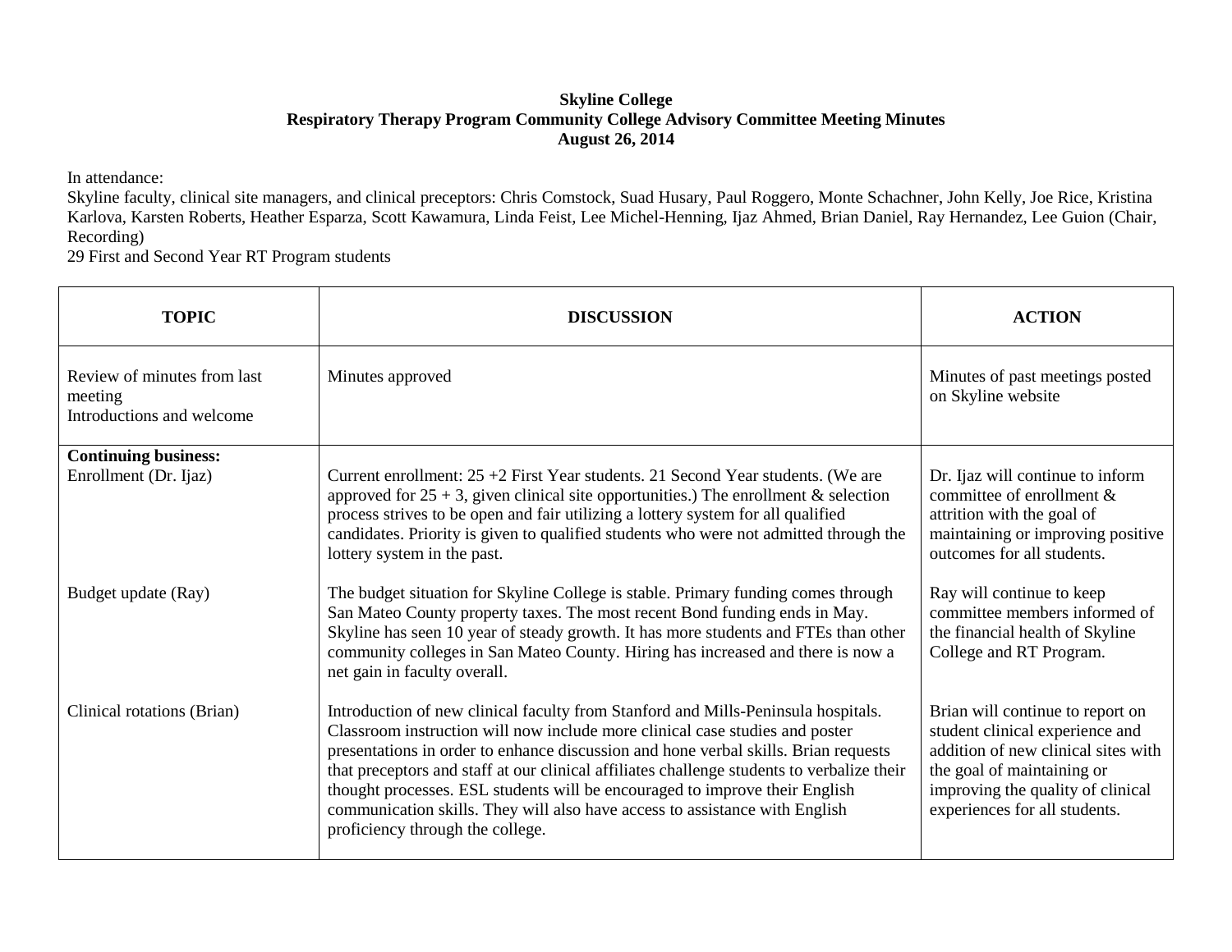**Skyline College**
**Respiratory Therapy Program Community College Advisory Committee Meeting Minutes**
**August 26, 2014**

In attendance:
Skyline faculty, clinical site managers, and clinical preceptors: Chris Comstock, Suad Husary, Paul Roggero, Monte Schachner, John Kelly, Joe Rice, Kristina Karlova, Karsten Roberts, Heather Esparza, Scott Kawamura, Linda Feist, Lee Michel-Henning, Ijaz Ahmed, Brian Daniel, Ray Hernandez, Lee Guion (Chair, Recording)
29 First and Second Year RT Program students

| TOPIC | DISCUSSION | ACTION |
|---|---|---|
| Review of minutes from last meeting<br>Introductions and welcome | Minutes approved | Minutes of past meetings posted on Skyline website |
| **Continuing business:**<br>Enrollment (Dr. Ijaz) | Current enrollment: 25 +2 First Year students. 21 Second Year students. (We are approved for 25 + 3, given clinical site opportunities.) The enrollment & selection process strives to be open and fair utilizing a lottery system for all qualified candidates. Priority is given to qualified students who were not admitted through the lottery system in the past. | Dr. Ijaz will continue to inform committee of enrollment & attrition with the goal of maintaining or improving positive outcomes for all students. |
| Budget update (Ray) | The budget situation for Skyline College is stable. Primary funding comes through San Mateo County property taxes. The most recent Bond funding ends in May. Skyline has seen 10 year of steady growth. It has more students and FTEs than other community colleges in San Mateo County. Hiring has increased and there is now a net gain in faculty overall. | Ray will continue to keep committee members informed of the financial health of Skyline College and RT Program. |
| Clinical rotations (Brian) | Introduction of new clinical faculty from Stanford and Mills-Peninsula hospitals. Classroom instruction will now include more clinical case studies and poster presentations in order to enhance discussion and hone verbal skills. Brian requests that preceptors and staff at our clinical affiliates challenge students to verbalize their thought processes. ESL students will be encouraged to improve their English communication skills. They will also have access to assistance with English proficiency through the college. | Brian will continue to report on student clinical experience and addition of new clinical sites with the goal of maintaining or improving the quality of clinical experiences for all students. |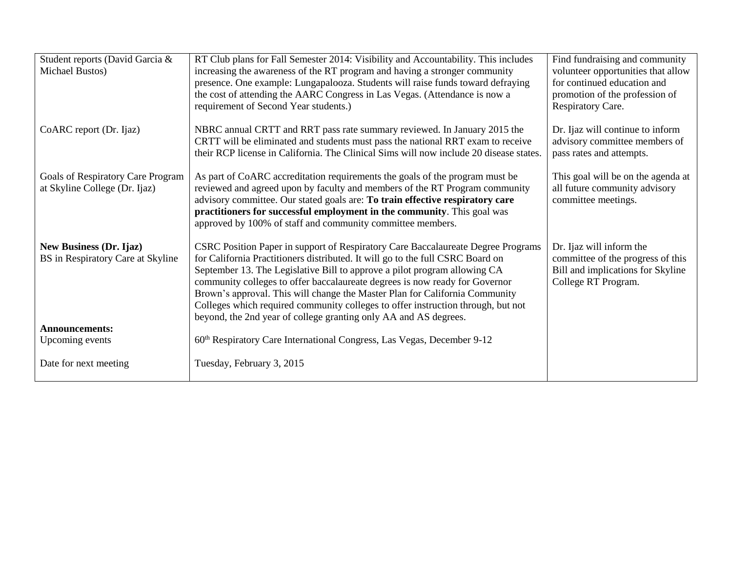| | | |
|---|---|---|
| Student reports (David Garcia & Michael Bustos) | RT Club plans for Fall Semester 2014: Visibility and Accountability. This includes increasing the awareness of the RT program and having a stronger community presence. One example: Lungapalooza. Students will raise funds toward defraying the cost of attending the AARC Congress in Las Vegas. (Attendance is now a requirement of Second Year students.) | Find fundraising and community volunteer opportunities that allow for continued education and promotion of the profession of Respiratory Care. |
| CoARC report (Dr. Ijaz) | NBRC annual CRTT and RRT pass rate summary reviewed. In January 2015 the CRTT will be eliminated and students must pass the national RRT exam to receive their RCP license in California. The Clinical Sims will now include 20 disease states. | Dr. Ijaz will continue to inform advisory committee members of pass rates and attempts. |
| Goals of Respiratory Care Program at Skyline College (Dr. Ijaz) | As part of CoARC accreditation requirements the goals of the program must be reviewed and agreed upon by faculty and members of the RT Program community advisory committee. Our stated goals are: **To train effective respiratory care practitioners for successful employment in the community**. This goal was approved by 100% of staff and community committee members. | This goal will be on the agenda at all future community advisory committee meetings. |
| **New Business (Dr. Ijaz)** BS in Respiratory Care at Skyline | CSRC Position Paper in support of Respiratory Care Baccalaureate Degree Programs for California Practitioners distributed. It will go to the full CSRC Board on September 13. The Legislative Bill to approve a pilot program allowing CA community colleges to offer baccalaureate degrees is now ready for Governor Brown's approval. This will change the Master Plan for California Community Colleges which required community colleges to offer instruction through, but not beyond, the 2nd year of college granting only AA and AS degrees. | Dr. Ijaz will inform the committee of the progress of this Bill and implications for Skyline College RT Program. |
| **Announcements:** Upcoming events | 60th Respiratory Care International Congress, Las Vegas, December 9-12 | |
| Date for next meeting | Tuesday, February 3, 2015 | |